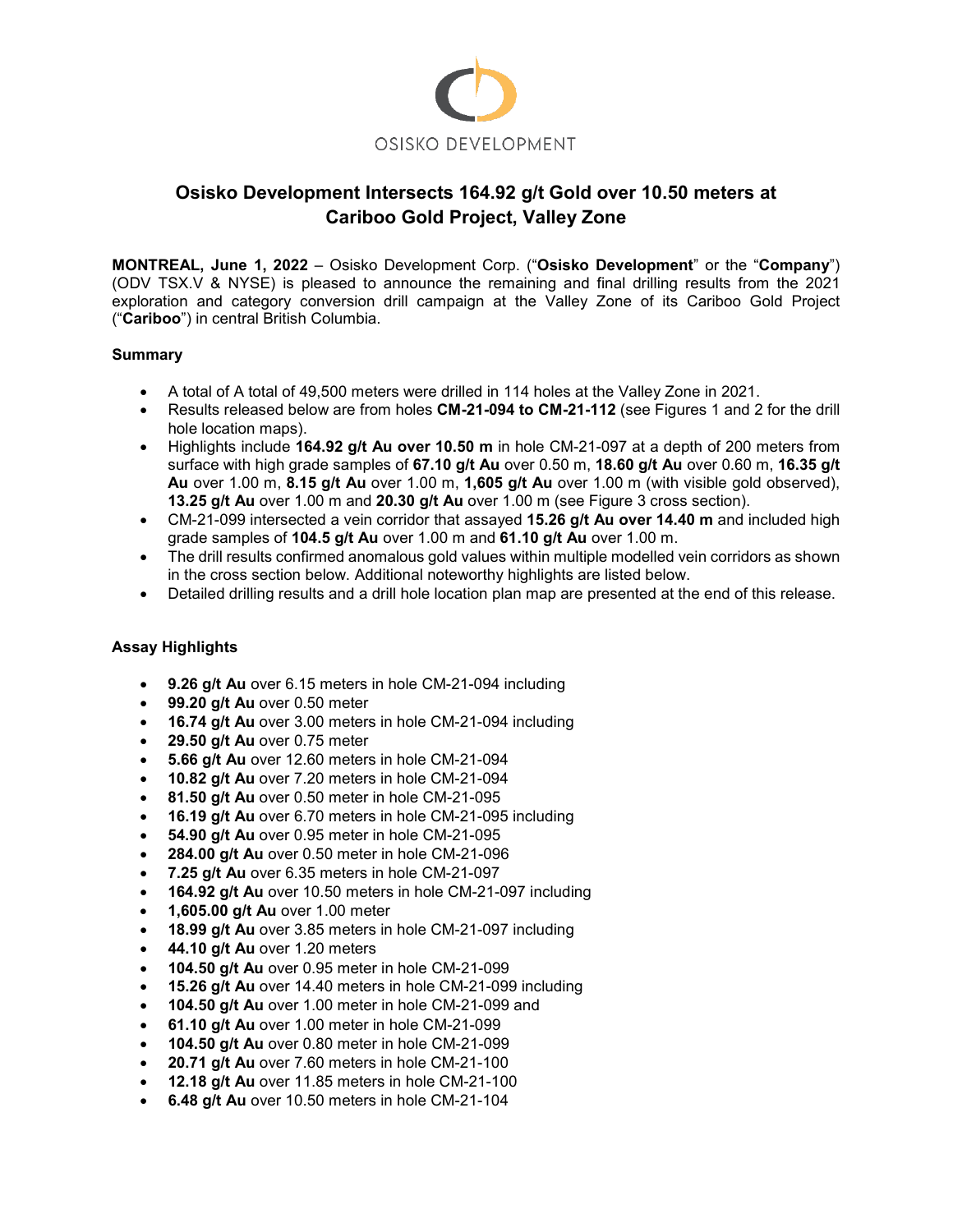OSISKO DEVELOPMENT

# Osisko Development Intersects 164.92 g/t Gold over 10.50 meters at Cariboo Gold Project, Valley Zone

**MONTREAL, June 1, 2022** – Osisko Development Corp. ("**Osisko Development**" or the "**Company**") (ODV TSX.V & NYSE) is pleased to announce the remaining and final drilling results from the 2021 exploration and category conversion drill campaign at the Valley Zone of its Cariboo Gold Project ("**Cariboo**") in central British Columbia.

### Summary

- A total of A total of 49,500 meters were drilled in 114 holes at the Valley Zone in 2021.
- Results released below are from holes **CM-21-094 to CM-21-112** (see Figures 1 and 2 for the drill hole location maps).
- Highlights include **164.92 g/t Au over 10.50 m** in hole CM-21-097 at a depth of 200 meters from surface with high grade samples of **67.10 g/t Au** over 0.50 m, **18.60 g/t Au** over 0.60 m, **16.35 g/t Au** over 1.00 m, **8.15 g/t Au** over 1.00 m, **1,605 g/t Au** over 1.00 m (with visible gold observed), **13.25 g/t Au** over 1.00 m and **20.30 g/t Au** over 1.00 m (see Figure 3 cross section).
- CM-21-099 intersected a vein corridor that assayed **15.26 g/t Au over 14.40 m** and included high grade samples of **104.5 g/t Au** over 1.00 m and **61.10 g/t Au** over 1.00 m.
- The drill results confirmed anomalous gold values within multiple modelled vein corridors as shown in the cross section below. Additional noteworthy highlights are listed below.
- Detailed drilling results and a drill hole location plan map are presented at the end of this release.

### Assay Highlights

- **9.26 g/t Au** over 6.15 meters in hole CM-21-094 including
- **99.20 g/t Au** over 0.50 meter
- **16.74 g/t Au** over 3.00 meters in hole CM-21-094 including
- **29.50 g/t Au** over 0.75 meter
- **5.66 g/t Au** over 12.60 meters in hole CM-21-094
- **10.82 g/t Au** over 7.20 meters in hole CM-21-094
- **81.50 g/t Au** over 0.50 meter in hole CM-21-095
- **16.19 g/t Au** over 6.70 meters in hole CM-21-095 including
- **54.90 g/t Au** over 0.95 meter in hole CM-21-095
- **284.00 g/t Au** over 0.50 meter in hole CM-21-096
- **7.25 g/t Au** over 6.35 meters in hole CM-21-097
- **164.92 g/t Au** over 10.50 meters in hole CM-21-097 including
- **1,605.00 g/t Au** over 1.00 meter
- **18.99 g/t Au** over 3.85 meters in hole CM-21-097 including
- **44.10 g/t Au** over 1.20 meters
- **104.50 g/t Au** over 0.95 meter in hole CM-21-099
- **15.26 g/t Au** over 14.40 meters in hole CM-21-099 including
- **104.50 g/t Au** over 1.00 meter in hole CM-21-099 and
- **61.10 g/t Au** over 1.00 meter in hole CM-21-099
- **104.50 g/t Au** over 0.80 meter in hole CM-21-099
- **20.71 g/t Au** over 7.60 meters in hole CM-21-100
- **12.18 g/t Au** over 11.85 meters in hole CM-21-100
- **6.48 g/t Au** over 10.50 meters in hole CM-21-104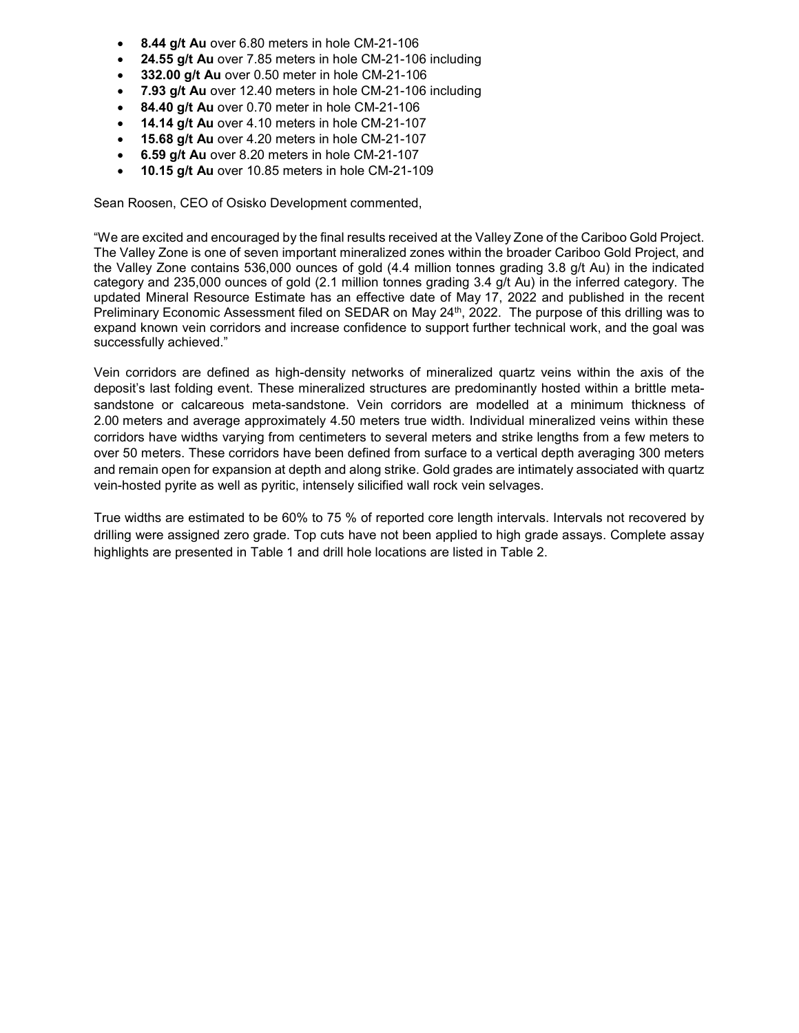- **8.44 g/t Au** over 6.80 meters in hole CM-21-106
- **24.55 g/t Au** over 7.85 meters in hole CM-21-106 including
- **332.00 g/t Au** over 0.50 meter in hole CM-21-106
- **7.93 g/t Au** over 12.40 meters in hole CM-21-106 including
- **84.40 g/t Au** over 0.70 meter in hole CM-21-106
- **14.14 g/t Au** over 4.10 meters in hole CM-21-107
- **15.68 g/t Au** over 4.20 meters in hole CM-21-107
- **6.59 g/t Au** over 8.20 meters in hole CM-21-107
- **10.15 g/t Au** over 10.85 meters in hole CM-21-109

Sean Roosen, CEO of Osisko Development commented,

"We are excited and encouraged by the final results received at the Valley Zone of the Cariboo Gold Project. The Valley Zone is one of seven important mineralized zones within the broader Cariboo Gold Project, and the Valley Zone contains 536,000 ounces of gold (4.4 million tonnes grading 3.8 g/t Au) in the indicated category and 235,000 ounces of gold (2.1 million tonnes grading 3.4 g/t Au) in the inferred category. The updated Mineral Resource Estimate has an effective date of May 17, 2022 and published in the recent Preliminary Economic Assessment filed on SEDAR on May 24th, 2022. The purpose of this drilling was to expand known vein corridors and increase confidence to support further technical work, and the goal was successfully achieved."

Vein corridors are defined as high-density networks of mineralized quartz veins within the axis of the deposit's last folding event. These mineralized structures are predominantly hosted within a brittle meta-sandstone or calcareous meta-sandstone. Vein corridors are modelled at a minimum thickness of 2.00 meters and average approximately 4.50 meters true width. Individual mineralized veins within these corridors have widths varying from centimeters to several meters and strike lengths from a few meters to over 50 meters. These corridors have been defined from surface to a vertical depth averaging 300 meters and remain open for expansion at depth and along strike. Gold grades are intimately associated with quartz vein-hosted pyrite as well as pyritic, intensely silicified wall rock vein selvages.

True widths are estimated to be 60% to 75 % of reported core length intervals. Intervals not recovered by drilling were assigned zero grade. Top cuts have not been applied to high grade assays. Complete assay highlights are presented in Table 1 and drill hole locations are listed in Table 2.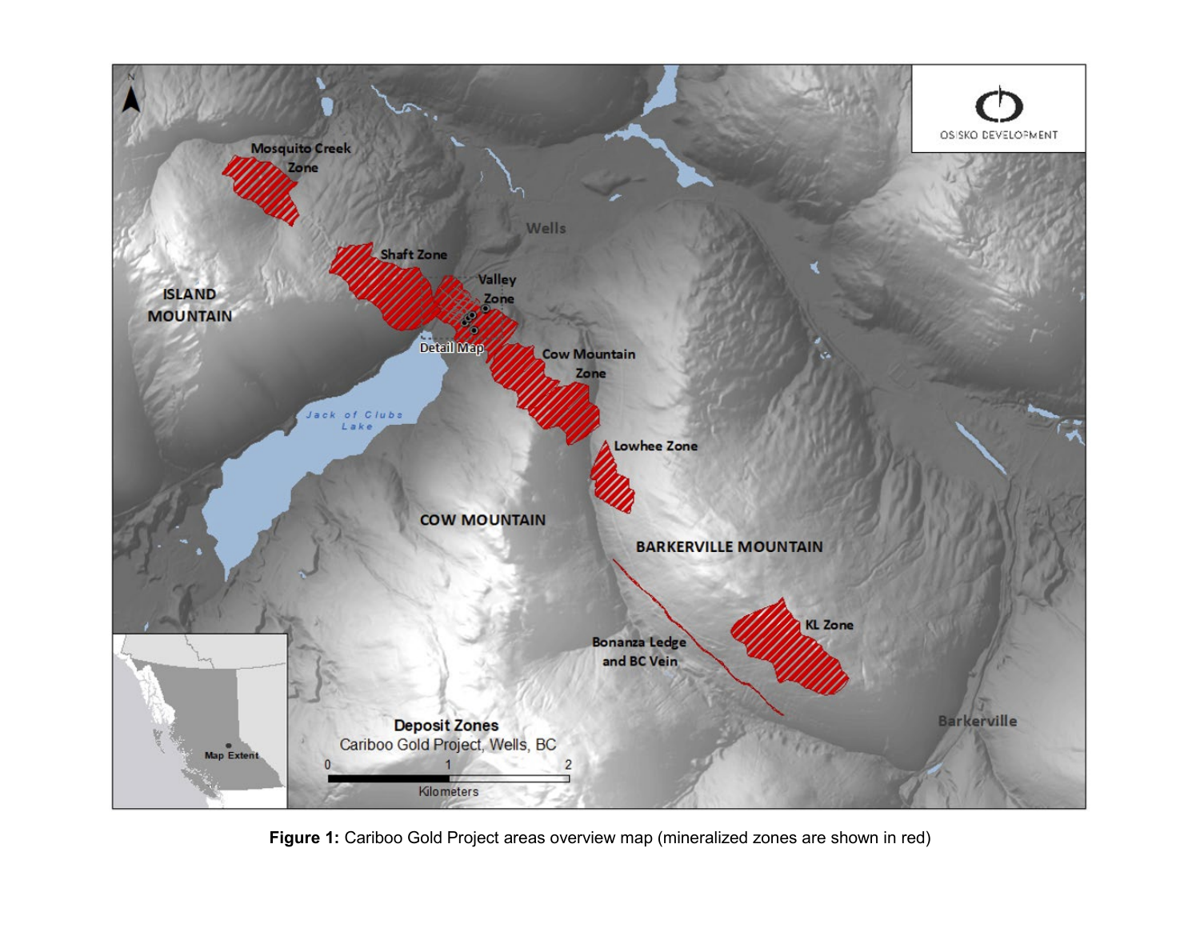**Figure 1:** Cariboo Gold Project areas overview map (mineralized zones are shown in red)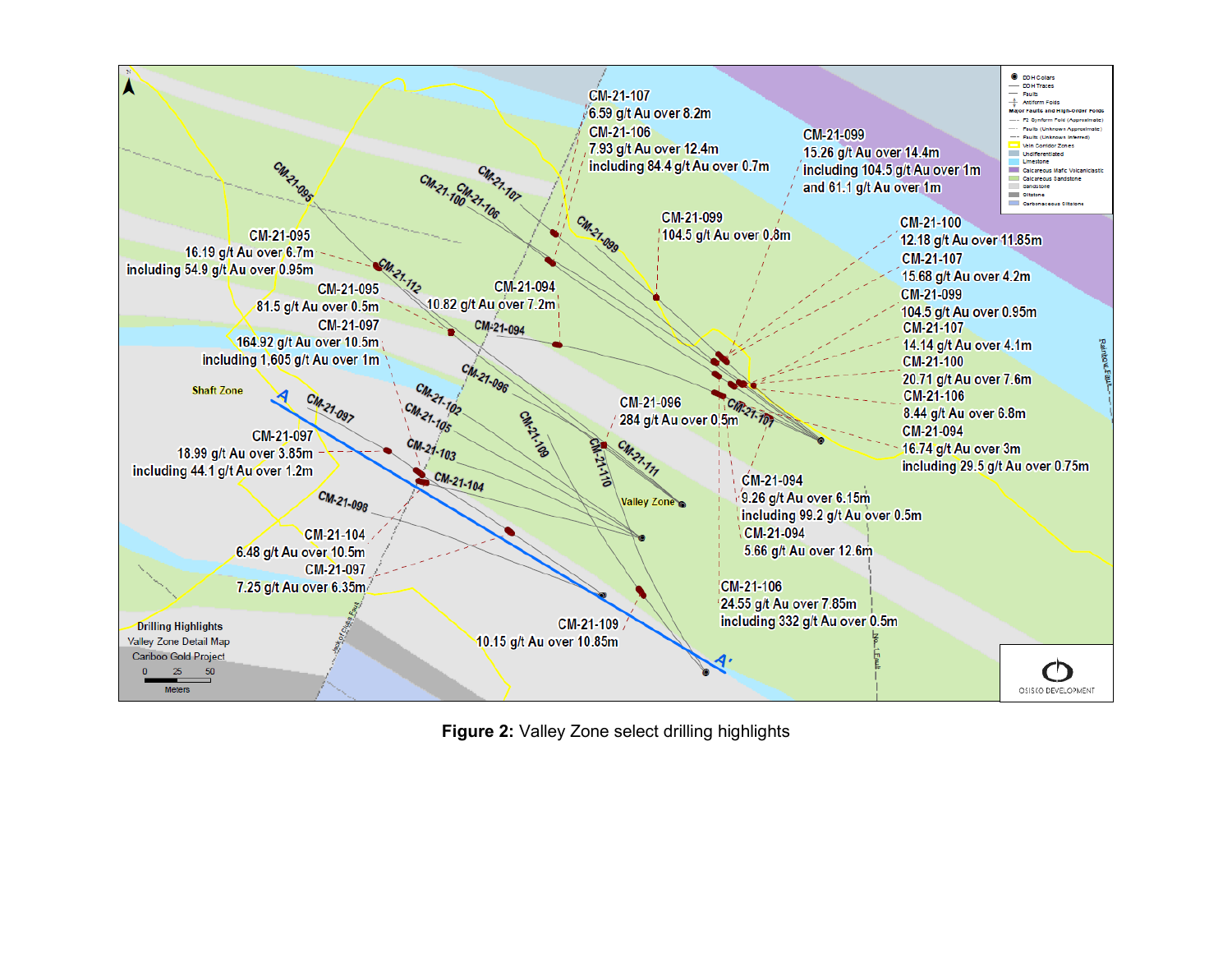**Figure 2:** Valley Zone select drilling highlights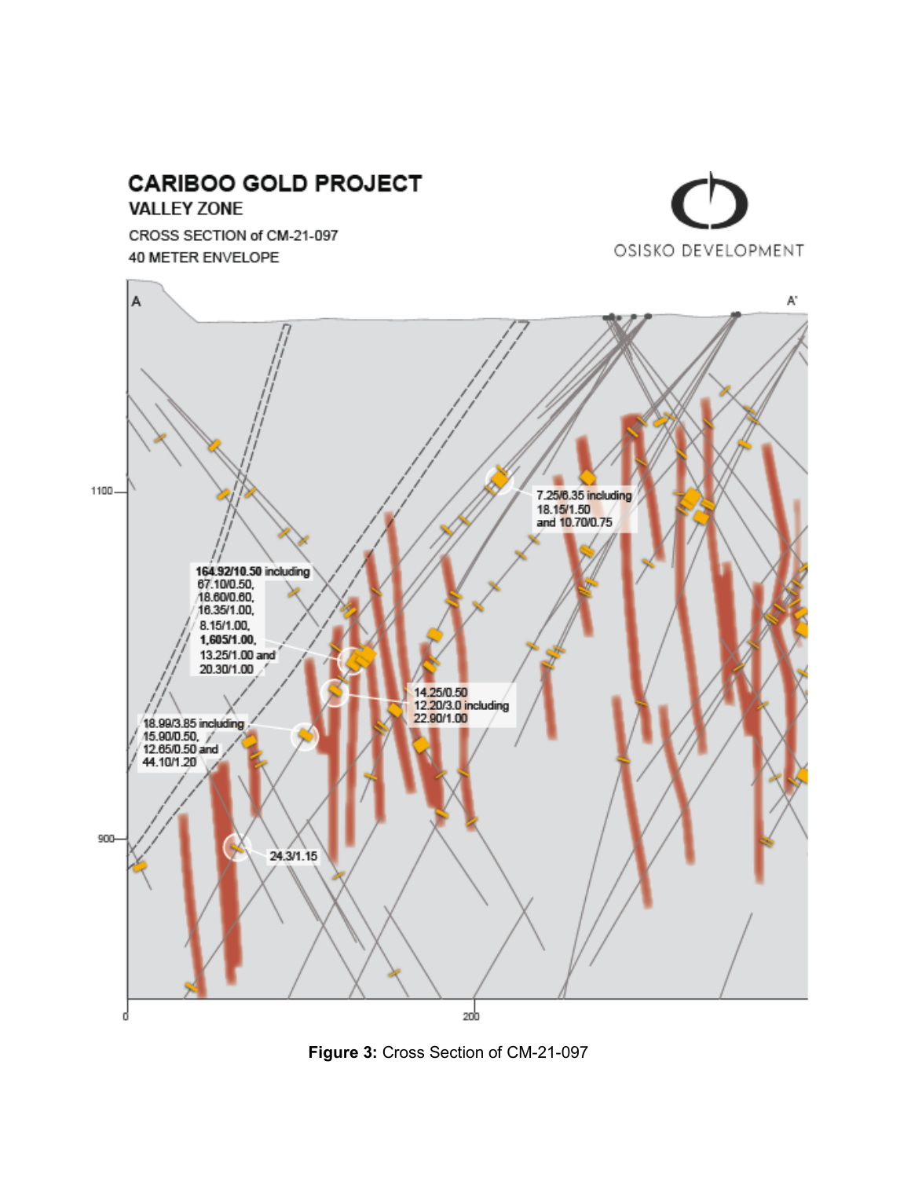# CARIBOO GOLD PROJECT

## VALLEY ZONE

CROSS SECTION of CM-21-097

40 METER ENVELOPE

OSISKO DEVELOPMENT

A

A'

1100

900

0

200

164.92/10.50 including 67.10/0.50, 18.60/0.60, 16.35/1.00, 8.15/1.00, **1,605/1.00**, 13.25/1.00 and 20.30/1.00

7.25/8.35 including 18.15/1.50 and 10.70/0.75

14.25/0.50

12.20/3.0 including 22.90/1.00

18.99/3.85 including 15.90/0.50, 12.65/0.50 and 44.10/1.20

24.3/1.15

**Figure 3:** Cross Section of CM-21-097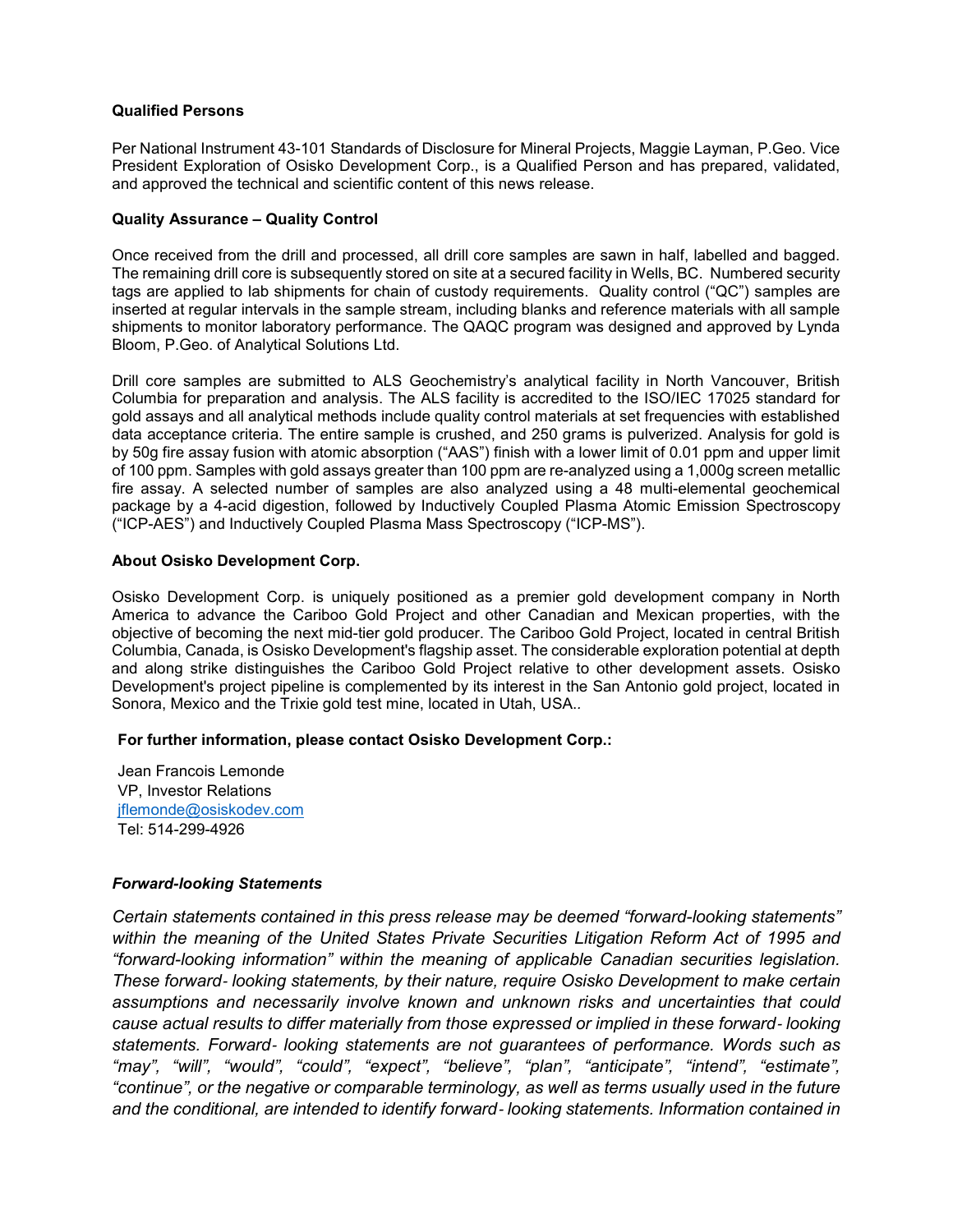**Qualified Persons**

Per National Instrument 43-101 Standards of Disclosure for Mineral Projects, Maggie Layman, P.Geo. Vice President Exploration of Osisko Development Corp., is a Qualified Person and has prepared, validated, and approved the technical and scientific content of this news release.

**Quality Assurance – Quality Control**

Once received from the drill and processed, all drill core samples are sawn in half, labelled and bagged. The remaining drill core is subsequently stored on site at a secured facility in Wells, BC. Numbered security tags are applied to lab shipments for chain of custody requirements. Quality control ("QC") samples are inserted at regular intervals in the sample stream, including blanks and reference materials with all sample shipments to monitor laboratory performance. The QAQC program was designed and approved by Lynda Bloom, P.Geo. of Analytical Solutions Ltd.

Drill core samples are submitted to ALS Geochemistry's analytical facility in North Vancouver, British Columbia for preparation and analysis. The ALS facility is accredited to the ISO/IEC 17025 standard for gold assays and all analytical methods include quality control materials at set frequencies with established data acceptance criteria. The entire sample is crushed, and 250 grams is pulverized. Analysis for gold is by 50g fire assay fusion with atomic absorption ("AAS") finish with a lower limit of 0.01 ppm and upper limit of 100 ppm. Samples with gold assays greater than 100 ppm are re-analyzed using a 1,000g screen metallic fire assay. A selected number of samples are also analyzed using a 48 multi-elemental geochemical package by a 4-acid digestion, followed by Inductively Coupled Plasma Atomic Emission Spectroscopy ("ICP-AES") and Inductively Coupled Plasma Mass Spectroscopy ("ICP-MS").

**About Osisko Development Corp.**

Osisko Development Corp. is uniquely positioned as a premier gold development company in North America to advance the Cariboo Gold Project and other Canadian and Mexican properties, with the objective of becoming the next mid-tier gold producer. The Cariboo Gold Project, located in central British Columbia, Canada, is Osisko Development's flagship asset. The considerable exploration potential at depth and along strike distinguishes the Cariboo Gold Project relative to other development assets. Osisko Development's project pipeline is complemented by its interest in the San Antonio gold project, located in Sonora, Mexico and the Trixie gold test mine, located in Utah, USA..

**For further information, please contact Osisko Development Corp.:**

Jean Francois Lemonde
VP, Investor Relations
jflemonde@osiskodev.com
Tel: 514-299-4926

***Forward-looking Statements***

*Certain statements contained in this press release may be deemed "forward-looking statements" within the meaning of the United States Private Securities Litigation Reform Act of 1995 and "forward-looking information" within the meaning of applicable Canadian securities legislation. These forward- looking statements, by their nature, require Osisko Development to make certain assumptions and necessarily involve known and unknown risks and uncertainties that could cause actual results to differ materially from those expressed or implied in these forward- looking statements. Forward- looking statements are not guarantees of performance. Words such as "may", "will", "would", "could", "expect", "believe", "plan", "anticipate", "intend", "estimate", "continue", or the negative or comparable terminology, as well as terms usually used in the future and the conditional, are intended to identify forward- looking statements. Information contained in*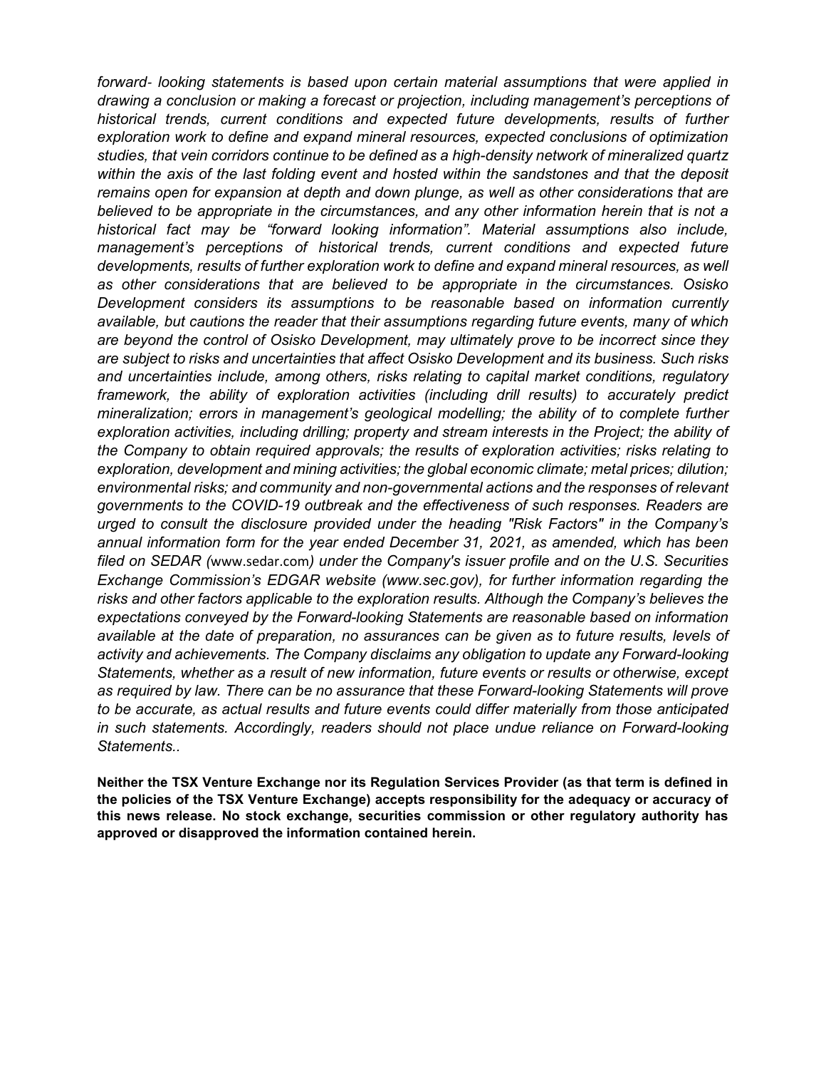*forward- looking statements is based upon certain material assumptions that were applied in drawing a conclusion or making a forecast or projection, including management's perceptions of historical trends, current conditions and expected future developments, results of further exploration work to define and expand mineral resources, expected conclusions of optimization studies, that vein corridors continue to be defined as a high-density network of mineralized quartz within the axis of the last folding event and hosted within the sandstones and that the deposit remains open for expansion at depth and down plunge, as well as other considerations that are believed to be appropriate in the circumstances, and any other information herein that is not a historical fact may be "forward looking information". Material assumptions also include, management's perceptions of historical trends, current conditions and expected future developments, results of further exploration work to define and expand mineral resources, as well as other considerations that are believed to be appropriate in the circumstances. Osisko Development considers its assumptions to be reasonable based on information currently available, but cautions the reader that their assumptions regarding future events, many of which are beyond the control of Osisko Development, may ultimately prove to be incorrect since they are subject to risks and uncertainties that affect Osisko Development and its business. Such risks and uncertainties include, among others, risks relating to capital market conditions, regulatory framework, the ability of exploration activities (including drill results) to accurately predict mineralization; errors in management's geological modelling; the ability of to complete further exploration activities, including drilling; property and stream interests in the Project; the ability of the Company to obtain required approvals; the results of exploration activities; risks relating to exploration, development and mining activities; the global economic climate; metal prices; dilution; environmental risks; and community and non-governmental actions and the responses of relevant governments to the COVID-19 outbreak and the effectiveness of such responses. Readers are urged to consult the disclosure provided under the heading "Risk Factors" in the Company's annual information form for the year ended December 31, 2021, as amended, which has been filed on SEDAR (*www.sedar.com*) under the Company's issuer profile and on the U.S. Securities Exchange Commission's EDGAR website (www.sec.gov), for further information regarding the risks and other factors applicable to the exploration results. Although the Company's believes the expectations conveyed by the Forward-looking Statements are reasonable based on information available at the date of preparation, no assurances can be given as to future results, levels of activity and achievements. The Company disclaims any obligation to update any Forward-looking Statements, whether as a result of new information, future events or results or otherwise, except as required by law. There can be no assurance that these Forward-looking Statements will prove to be accurate, as actual results and future events could differ materially from those anticipated in such statements. Accordingly, readers should not place undue reliance on Forward-looking Statements..*

**Neither the TSX Venture Exchange nor its Regulation Services Provider (as that term is defined in the policies of the TSX Venture Exchange) accepts responsibility for the adequacy or accuracy of this news release. No stock exchange, securities commission or other regulatory authority has approved or disapproved the information contained herein.**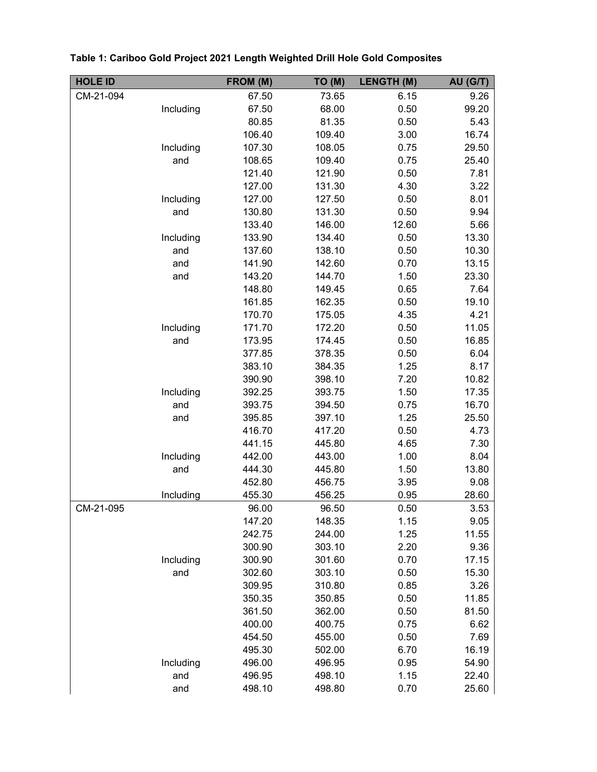**Table 1: Cariboo Gold Project 2021 Length Weighted Drill Hole Gold Composites**

| HOLE ID | | FROM (M) | TO (M) | LENGTH (M) | AU (G/T) |
|---|---|---|---|---|---|
| CM-21-094 | | 67.50 | 73.65 | 6.15 | 9.26 |
| | Including | 67.50 | 68.00 | 0.50 | 99.20 |
| | | 80.85 | 81.35 | 0.50 | 5.43 |
| | | 106.40 | 109.40 | 3.00 | 16.74 |
| | Including | 107.30 | 108.05 | 0.75 | 29.50 |
| | and | 108.65 | 109.40 | 0.75 | 25.40 |
| | | 121.40 | 121.90 | 0.50 | 7.81 |
| | | 127.00 | 131.30 | 4.30 | 3.22 |
| | Including | 127.00 | 127.50 | 0.50 | 8.01 |
| | and | 130.80 | 131.30 | 0.50 | 9.94 |
| | | 133.40 | 146.00 | 12.60 | 5.66 |
| | Including | 133.90 | 134.40 | 0.50 | 13.30 |
| | and | 137.60 | 138.10 | 0.50 | 10.30 |
| | and | 141.90 | 142.60 | 0.70 | 13.15 |
| | and | 143.20 | 144.70 | 1.50 | 23.30 |
| | | 148.80 | 149.45 | 0.65 | 7.64 |
| | | 161.85 | 162.35 | 0.50 | 19.10 |
| | | 170.70 | 175.05 | 4.35 | 4.21 |
| | Including | 171.70 | 172.20 | 0.50 | 11.05 |
| | and | 173.95 | 174.45 | 0.50 | 16.85 |
| | | 377.85 | 378.35 | 0.50 | 6.04 |
| | | 383.10 | 384.35 | 1.25 | 8.17 |
| | | 390.90 | 398.10 | 7.20 | 10.82 |
| | Including | 392.25 | 393.75 | 1.50 | 17.35 |
| | and | 393.75 | 394.50 | 0.75 | 16.70 |
| | and | 395.85 | 397.10 | 1.25 | 25.50 |
| | | 416.70 | 417.20 | 0.50 | 4.73 |
| | | 441.15 | 445.80 | 4.65 | 7.30 |
| | Including | 442.00 | 443.00 | 1.00 | 8.04 |
| | and | 444.30 | 445.80 | 1.50 | 13.80 |
| | | 452.80 | 456.75 | 3.95 | 9.08 |
| | Including | 455.30 | 456.25 | 0.95 | 28.60 |
| CM-21-095 | | 96.00 | 96.50 | 0.50 | 3.53 |
| | | 147.20 | 148.35 | 1.15 | 9.05 |
| | | 242.75 | 244.00 | 1.25 | 11.55 |
| | | 300.90 | 303.10 | 2.20 | 9.36 |
| | Including | 300.90 | 301.60 | 0.70 | 17.15 |
| | and | 302.60 | 303.10 | 0.50 | 15.30 |
| | | 309.95 | 310.80 | 0.85 | 3.26 |
| | | 350.35 | 350.85 | 0.50 | 11.85 |
| | | 361.50 | 362.00 | 0.50 | 81.50 |
| | | 400.00 | 400.75 | 0.75 | 6.62 |
| | | 454.50 | 455.00 | 0.50 | 7.69 |
| | | 495.30 | 502.00 | 6.70 | 16.19 |
| | Including | 496.00 | 496.95 | 0.95 | 54.90 |
| | and | 496.95 | 498.10 | 1.15 | 22.40 |
| | and | 498.10 | 498.80 | 0.70 | 25.60 |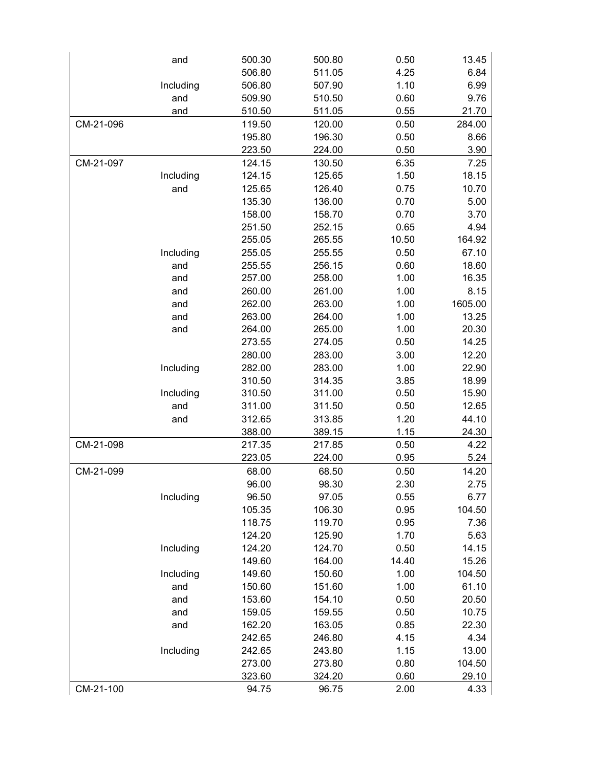|  |  |  |  |  |  |
|---|---|---|---|---|---|
|  | and | 500.30 | 500.80 | 0.50 | 13.45 |
|  |  | 506.80 | 511.05 | 4.25 | 6.84 |
|  | Including | 506.80 | 507.90 | 1.10 | 6.99 |
|  | and | 509.90 | 510.50 | 0.60 | 9.76 |
|  | and | 510.50 | 511.05 | 0.55 | 21.70 |
| CM-21-096 |  | 119.50 | 120.00 | 0.50 | 284.00 |
|  |  | 195.80 | 196.30 | 0.50 | 8.66 |
|  |  | 223.50 | 224.00 | 0.50 | 3.90 |
| CM-21-097 |  | 124.15 | 130.50 | 6.35 | 7.25 |
|  | Including | 124.15 | 125.65 | 1.50 | 18.15 |
|  | and | 125.65 | 126.40 | 0.75 | 10.70 |
|  |  | 135.30 | 136.00 | 0.70 | 5.00 |
|  |  | 158.00 | 158.70 | 0.70 | 3.70 |
|  |  | 251.50 | 252.15 | 0.65 | 4.94 |
|  |  | 255.05 | 265.55 | 10.50 | 164.92 |
|  | Including | 255.05 | 255.55 | 0.50 | 67.10 |
|  | and | 255.55 | 256.15 | 0.60 | 18.60 |
|  | and | 257.00 | 258.00 | 1.00 | 16.35 |
|  | and | 260.00 | 261.00 | 1.00 | 8.15 |
|  | and | 262.00 | 263.00 | 1.00 | 1605.00 |
|  | and | 263.00 | 264.00 | 1.00 | 13.25 |
|  | and | 264.00 | 265.00 | 1.00 | 20.30 |
|  |  | 273.55 | 274.05 | 0.50 | 14.25 |
|  |  | 280.00 | 283.00 | 3.00 | 12.20 |
|  | Including | 282.00 | 283.00 | 1.00 | 22.90 |
|  |  | 310.50 | 314.35 | 3.85 | 18.99 |
|  | Including | 310.50 | 311.00 | 0.50 | 15.90 |
|  | and | 311.00 | 311.50 | 0.50 | 12.65 |
|  | and | 312.65 | 313.85 | 1.20 | 44.10 |
|  |  | 388.00 | 389.15 | 1.15 | 24.30 |
| CM-21-098 |  | 217.35 | 217.85 | 0.50 | 4.22 |
|  |  | 223.05 | 224.00 | 0.95 | 5.24 |
| CM-21-099 |  | 68.00 | 68.50 | 0.50 | 14.20 |
|  |  | 96.00 | 98.30 | 2.30 | 2.75 |
|  | Including | 96.50 | 97.05 | 0.55 | 6.77 |
|  |  | 105.35 | 106.30 | 0.95 | 104.50 |
|  |  | 118.75 | 119.70 | 0.95 | 7.36 |
|  |  | 124.20 | 125.90 | 1.70 | 5.63 |
|  | Including | 124.20 | 124.70 | 0.50 | 14.15 |
|  |  | 149.60 | 164.00 | 14.40 | 15.26 |
|  | Including | 149.60 | 150.60 | 1.00 | 104.50 |
|  | and | 150.60 | 151.60 | 1.00 | 61.10 |
|  | and | 153.60 | 154.10 | 0.50 | 20.50 |
|  | and | 159.05 | 159.55 | 0.50 | 10.75 |
|  | and | 162.20 | 163.05 | 0.85 | 22.30 |
|  |  | 242.65 | 246.80 | 4.15 | 4.34 |
|  | Including | 242.65 | 243.80 | 1.15 | 13.00 |
|  |  | 273.00 | 273.80 | 0.80 | 104.50 |
|  |  | 323.60 | 324.20 | 0.60 | 29.10 |
| CM-21-100 |  | 94.75 | 96.75 | 2.00 | 4.33 |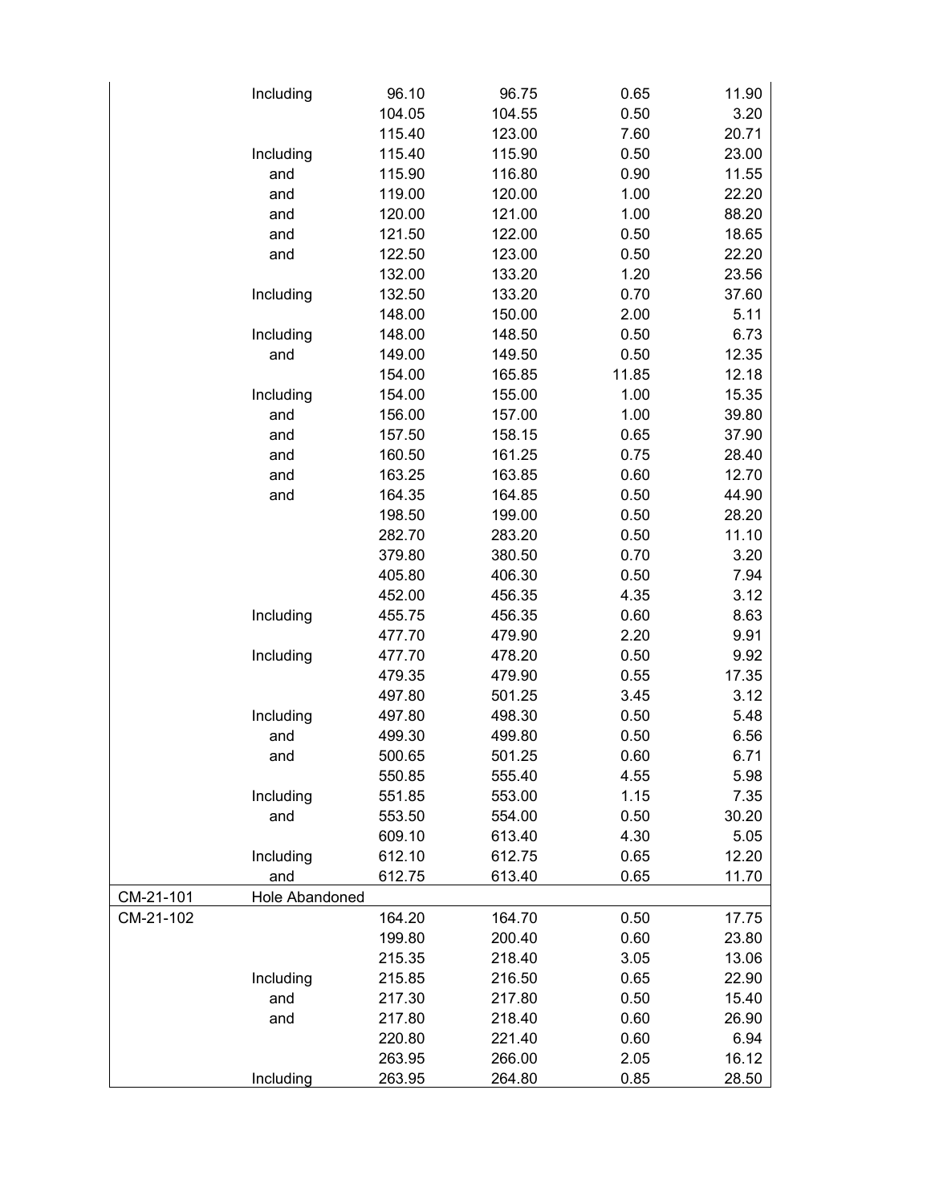| | | | | | |
|---|---|---|---|---|---|
| | Including | 96.10 | 96.75 | 0.65 | 11.90 |
| | | 104.05 | 104.55 | 0.50 | 3.20 |
| | | 115.40 | 123.00 | 7.60 | 20.71 |
| | Including | 115.40 | 115.90 | 0.50 | 23.00 |
| | and | 115.90 | 116.80 | 0.90 | 11.55 |
| | and | 119.00 | 120.00 | 1.00 | 22.20 |
| | and | 120.00 | 121.00 | 1.00 | 88.20 |
| | and | 121.50 | 122.00 | 0.50 | 18.65 |
| | and | 122.50 | 123.00 | 0.50 | 22.20 |
| | | 132.00 | 133.20 | 1.20 | 23.56 |
| | Including | 132.50 | 133.20 | 0.70 | 37.60 |
| | | 148.00 | 150.00 | 2.00 | 5.11 |
| | Including | 148.00 | 148.50 | 0.50 | 6.73 |
| | and | 149.00 | 149.50 | 0.50 | 12.35 |
| | | 154.00 | 165.85 | 11.85 | 12.18 |
| | Including | 154.00 | 155.00 | 1.00 | 15.35 |
| | and | 156.00 | 157.00 | 1.00 | 39.80 |
| | and | 157.50 | 158.15 | 0.65 | 37.90 |
| | and | 160.50 | 161.25 | 0.75 | 28.40 |
| | and | 163.25 | 163.85 | 0.60 | 12.70 |
| | and | 164.35 | 164.85 | 0.50 | 44.90 |
| | | 198.50 | 199.00 | 0.50 | 28.20 |
| | | 282.70 | 283.20 | 0.50 | 11.10 |
| | | 379.80 | 380.50 | 0.70 | 3.20 |
| | | 405.80 | 406.30 | 0.50 | 7.94 |
| | | 452.00 | 456.35 | 4.35 | 3.12 |
| | Including | 455.75 | 456.35 | 0.60 | 8.63 |
| | | 477.70 | 479.90 | 2.20 | 9.91 |
| | Including | 477.70 | 478.20 | 0.50 | 9.92 |
| | | 479.35 | 479.90 | 0.55 | 17.35 |
| | | 497.80 | 501.25 | 3.45 | 3.12 |
| | Including | 497.80 | 498.30 | 0.50 | 5.48 |
| | and | 499.30 | 499.80 | 0.50 | 6.56 |
| | and | 500.65 | 501.25 | 0.60 | 6.71 |
| | | 550.85 | 555.40 | 4.55 | 5.98 |
| | Including | 551.85 | 553.00 | 1.15 | 7.35 |
| | and | 553.50 | 554.00 | 0.50 | 30.20 |
| | | 609.10 | 613.40 | 4.30 | 5.05 |
| | Including | 612.10 | 612.75 | 0.65 | 12.20 |
| | and | 612.75 | 613.40 | 0.65 | 11.70 |
| CM-21-101 | Hole Abandoned | | | | |
| CM-21-102 | | 164.20 | 164.70 | 0.50 | 17.75 |
| | | 199.80 | 200.40 | 0.60 | 23.80 |
| | | 215.35 | 218.40 | 3.05 | 13.06 |
| | Including | 215.85 | 216.50 | 0.65 | 22.90 |
| | and | 217.30 | 217.80 | 0.50 | 15.40 |
| | and | 217.80 | 218.40 | 0.60 | 26.90 |
| | | 220.80 | 221.40 | 0.60 | 6.94 |
| | | 263.95 | 266.00 | 2.05 | 16.12 |
| | Including | 263.95 | 264.80 | 0.85 | 28.50 |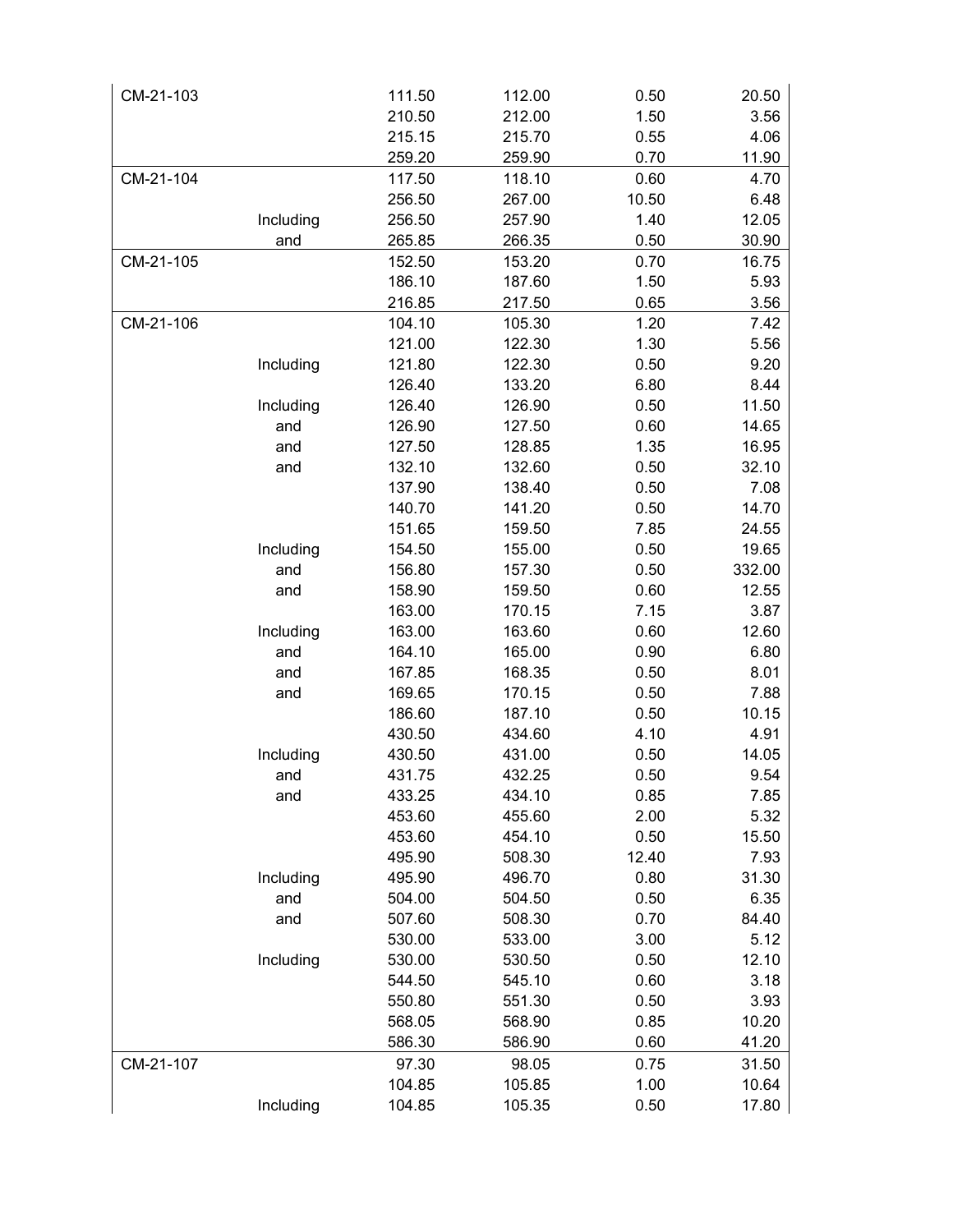| | | | | | |
|---|---|---|---|---|---|
| CM-21-103 | | 111.50 | 112.00 | 0.50 | 20.50 |
| | | 210.50 | 212.00 | 1.50 | 3.56 |
| | | 215.15 | 215.70 | 0.55 | 4.06 |
| | | 259.20 | 259.90 | 0.70 | 11.90 |
| CM-21-104 | | 117.50 | 118.10 | 0.60 | 4.70 |
| | | 256.50 | 267.00 | 10.50 | 6.48 |
| | Including | 256.50 | 257.90 | 1.40 | 12.05 |
| | and | 265.85 | 266.35 | 0.50 | 30.90 |
| CM-21-105 | | 152.50 | 153.20 | 0.70 | 16.75 |
| | | 186.10 | 187.60 | 1.50 | 5.93 |
| | | 216.85 | 217.50 | 0.65 | 3.56 |
| CM-21-106 | | 104.10 | 105.30 | 1.20 | 7.42 |
| | | 121.00 | 122.30 | 1.30 | 5.56 |
| | Including | 121.80 | 122.30 | 0.50 | 9.20 |
| | | 126.40 | 133.20 | 6.80 | 8.44 |
| | Including | 126.40 | 126.90 | 0.50 | 11.50 |
| | and | 126.90 | 127.50 | 0.60 | 14.65 |
| | and | 127.50 | 128.85 | 1.35 | 16.95 |
| | and | 132.10 | 132.60 | 0.50 | 32.10 |
| | | 137.90 | 138.40 | 0.50 | 7.08 |
| | | 140.70 | 141.20 | 0.50 | 14.70 |
| | | 151.65 | 159.50 | 7.85 | 24.55 |
| | Including | 154.50 | 155.00 | 0.50 | 19.65 |
| | and | 156.80 | 157.30 | 0.50 | 332.00 |
| | and | 158.90 | 159.50 | 0.60 | 12.55 |
| | | 163.00 | 170.15 | 7.15 | 3.87 |
| | Including | 163.00 | 163.60 | 0.60 | 12.60 |
| | and | 164.10 | 165.00 | 0.90 | 6.80 |
| | and | 167.85 | 168.35 | 0.50 | 8.01 |
| | and | 169.65 | 170.15 | 0.50 | 7.88 |
| | | 186.60 | 187.10 | 0.50 | 10.15 |
| | | 430.50 | 434.60 | 4.10 | 4.91 |
| | Including | 430.50 | 431.00 | 0.50 | 14.05 |
| | and | 431.75 | 432.25 | 0.50 | 9.54 |
| | and | 433.25 | 434.10 | 0.85 | 7.85 |
| | | 453.60 | 455.60 | 2.00 | 5.32 |
| | | 453.60 | 454.10 | 0.50 | 15.50 |
| | | 495.90 | 508.30 | 12.40 | 7.93 |
| | Including | 495.90 | 496.70 | 0.80 | 31.30 |
| | and | 504.00 | 504.50 | 0.50 | 6.35 |
| | and | 507.60 | 508.30 | 0.70 | 84.40 |
| | | 530.00 | 533.00 | 3.00 | 5.12 |
| | Including | 530.00 | 530.50 | 0.50 | 12.10 |
| | | 544.50 | 545.10 | 0.60 | 3.18 |
| | | 550.80 | 551.30 | 0.50 | 3.93 |
| | | 568.05 | 568.90 | 0.85 | 10.20 |
| | | 586.30 | 586.90 | 0.60 | 41.20 |
| CM-21-107 | | 97.30 | 98.05 | 0.75 | 31.50 |
| | | 104.85 | 105.85 | 1.00 | 10.64 |
| | Including | 104.85 | 105.35 | 0.50 | 17.80 |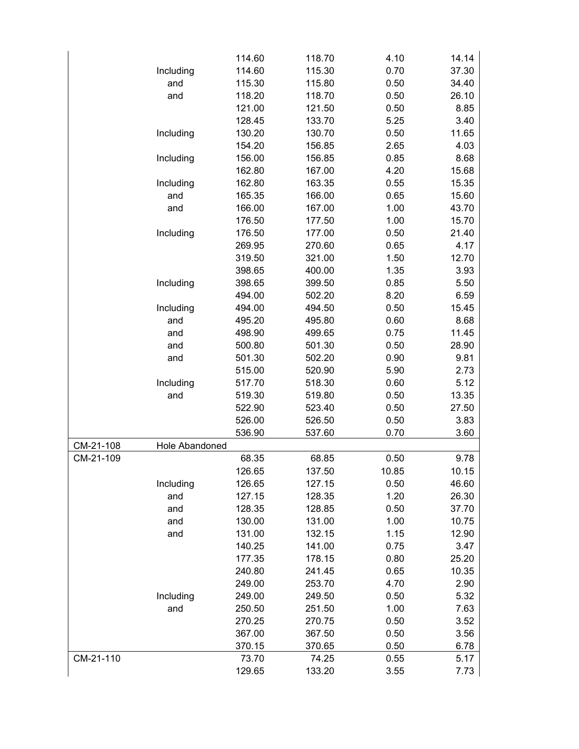| | | | | | |
|---|---|---|---|---|---|
| | | 114.60 | 118.70 | 4.10 | 14.14 |
| | Including | 114.60 | 115.30 | 0.70 | 37.30 |
| | and | 115.30 | 115.80 | 0.50 | 34.40 |
| | and | 118.20 | 118.70 | 0.50 | 26.10 |
| | | 121.00 | 121.50 | 0.50 | 8.85 |
| | | 128.45 | 133.70 | 5.25 | 3.40 |
| | Including | 130.20 | 130.70 | 0.50 | 11.65 |
| | | 154.20 | 156.85 | 2.65 | 4.03 |
| | Including | 156.00 | 156.85 | 0.85 | 8.68 |
| | | 162.80 | 167.00 | 4.20 | 15.68 |
| | Including | 162.80 | 163.35 | 0.55 | 15.35 |
| | and | 165.35 | 166.00 | 0.65 | 15.60 |
| | and | 166.00 | 167.00 | 1.00 | 43.70 |
| | | 176.50 | 177.50 | 1.00 | 15.70 |
| | Including | 176.50 | 177.00 | 0.50 | 21.40 |
| | | 269.95 | 270.60 | 0.65 | 4.17 |
| | | 319.50 | 321.00 | 1.50 | 12.70 |
| | | 398.65 | 400.00 | 1.35 | 3.93 |
| | Including | 398.65 | 399.50 | 0.85 | 5.50 |
| | | 494.00 | 502.20 | 8.20 | 6.59 |
| | Including | 494.00 | 494.50 | 0.50 | 15.45 |
| | and | 495.20 | 495.80 | 0.60 | 8.68 |
| | and | 498.90 | 499.65 | 0.75 | 11.45 |
| | and | 500.80 | 501.30 | 0.50 | 28.90 |
| | and | 501.30 | 502.20 | 0.90 | 9.81 |
| | | 515.00 | 520.90 | 5.90 | 2.73 |
| | Including | 517.70 | 518.30 | 0.60 | 5.12 |
| | and | 519.30 | 519.80 | 0.50 | 13.35 |
| | | 522.90 | 523.40 | 0.50 | 27.50 |
| | | 526.00 | 526.50 | 0.50 | 3.83 |
| | | 536.90 | 537.60 | 0.70 | 3.60 |
| CM-21-108 | Hole Abandoned | | | | |
| CM-21-109 | | 68.35 | 68.85 | 0.50 | 9.78 |
| | | 126.65 | 137.50 | 10.85 | 10.15 |
| | Including | 126.65 | 127.15 | 0.50 | 46.60 |
| | and | 127.15 | 128.35 | 1.20 | 26.30 |
| | and | 128.35 | 128.85 | 0.50 | 37.70 |
| | and | 130.00 | 131.00 | 1.00 | 10.75 |
| | and | 131.00 | 132.15 | 1.15 | 12.90 |
| | | 140.25 | 141.00 | 0.75 | 3.47 |
| | | 177.35 | 178.15 | 0.80 | 25.20 |
| | | 240.80 | 241.45 | 0.65 | 10.35 |
| | | 249.00 | 253.70 | 4.70 | 2.90 |
| | Including | 249.00 | 249.50 | 0.50 | 5.32 |
| | and | 250.50 | 251.50 | 1.00 | 7.63 |
| | | 270.25 | 270.75 | 0.50 | 3.52 |
| | | 367.00 | 367.50 | 0.50 | 3.56 |
| | | 370.15 | 370.65 | 0.50 | 6.78 |
| CM-21-110 | | 73.70 | 74.25 | 0.55 | 5.17 |
| | | 129.65 | 133.20 | 3.55 | 7.73 |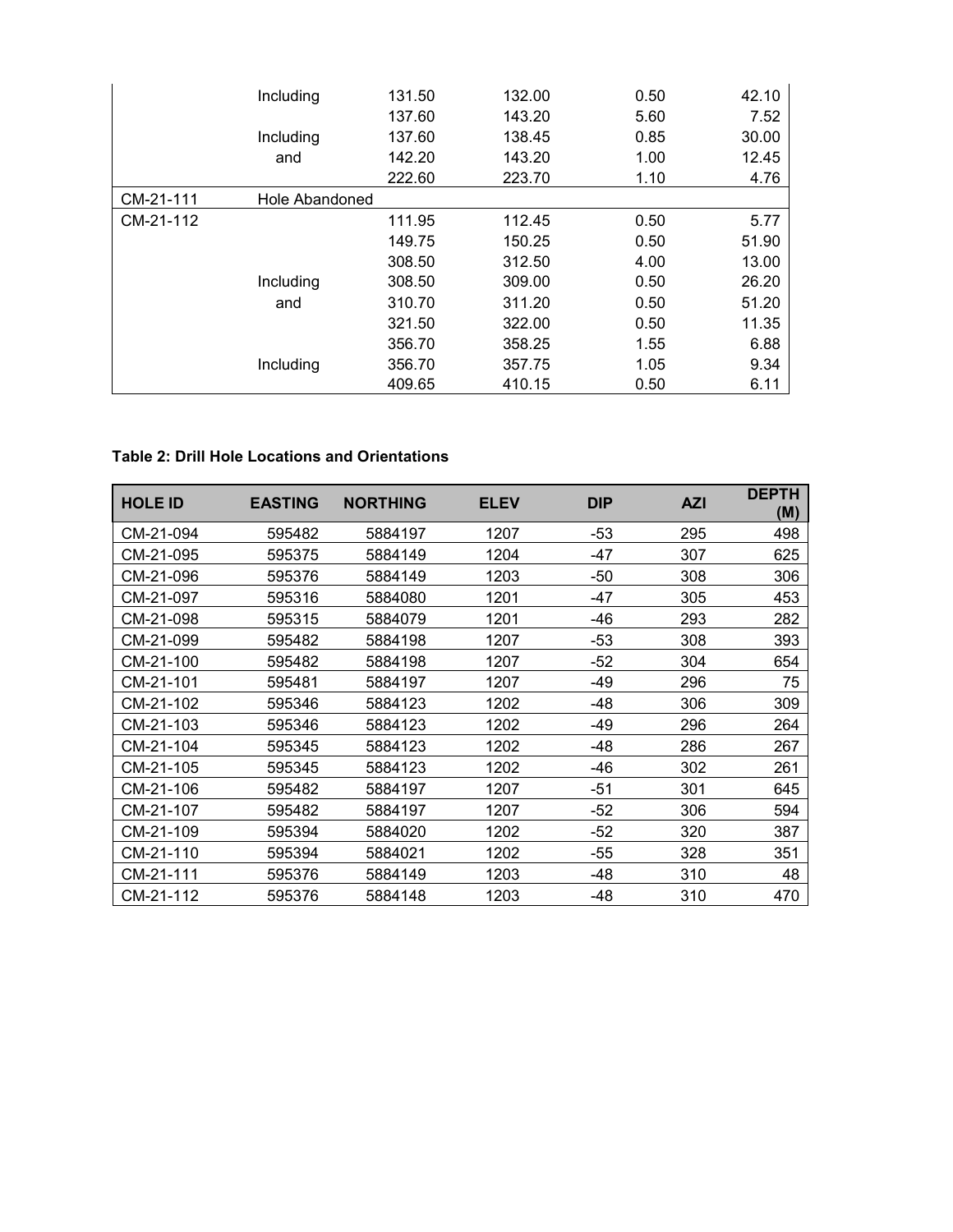| | | | | | |
|---|---|---|---|---|---|
| | Including | 131.50 | 132.00 | 0.50 | 42.10 |
| | | 137.60 | 143.20 | 5.60 | 7.52 |
| | Including | 137.60 | 138.45 | 0.85 | 30.00 |
| | and | 142.20 | 143.20 | 1.00 | 12.45 |
| | | 222.60 | 223.70 | 1.10 | 4.76 |
| CM-21-111 | Hole Abandoned | | | | |
| CM-21-112 | | 111.95 | 112.45 | 0.50 | 5.77 |
| | | 149.75 | 150.25 | 0.50 | 51.90 |
| | | 308.50 | 312.50 | 4.00 | 13.00 |
| | Including | 308.50 | 309.00 | 0.50 | 26.20 |
| | and | 310.70 | 311.20 | 0.50 | 51.20 |
| | | 321.50 | 322.00 | 0.50 | 11.35 |
| | | 356.70 | 358.25 | 1.55 | 6.88 |
| | Including | 356.70 | 357.75 | 1.05 | 9.34 |
| | | 409.65 | 410.15 | 0.50 | 6.11 |

**Table 2: Drill Hole Locations and Orientations**

| HOLE ID | EASTING | NORTHING | ELEV | DIP | AZI | DEPTH (M) |
|---|---|---|---|---|---|---|
| CM-21-094 | 595482 | 5884197 | 1207 | -53 | 295 | 498 |
| CM-21-095 | 595375 | 5884149 | 1204 | -47 | 307 | 625 |
| CM-21-096 | 595376 | 5884149 | 1203 | -50 | 308 | 306 |
| CM-21-097 | 595316 | 5884080 | 1201 | -47 | 305 | 453 |
| CM-21-098 | 595315 | 5884079 | 1201 | -46 | 293 | 282 |
| CM-21-099 | 595482 | 5884198 | 1207 | -53 | 308 | 393 |
| CM-21-100 | 595482 | 5884198 | 1207 | -52 | 304 | 654 |
| CM-21-101 | 595481 | 5884197 | 1207 | -49 | 296 | 75 |
| CM-21-102 | 595346 | 5884123 | 1202 | -48 | 306 | 309 |
| CM-21-103 | 595346 | 5884123 | 1202 | -49 | 296 | 264 |
| CM-21-104 | 595345 | 5884123 | 1202 | -48 | 286 | 267 |
| CM-21-105 | 595345 | 5884123 | 1202 | -46 | 302 | 261 |
| CM-21-106 | 595482 | 5884197 | 1207 | -51 | 301 | 645 |
| CM-21-107 | 595482 | 5884197 | 1207 | -52 | 306 | 594 |
| CM-21-109 | 595394 | 5884020 | 1202 | -52 | 320 | 387 |
| CM-21-110 | 595394 | 5884021 | 1202 | -55 | 328 | 351 |
| CM-21-111 | 595376 | 5884149 | 1203 | -48 | 310 | 48 |
| CM-21-112 | 595376 | 5884148 | 1203 | -48 | 310 | 470 |